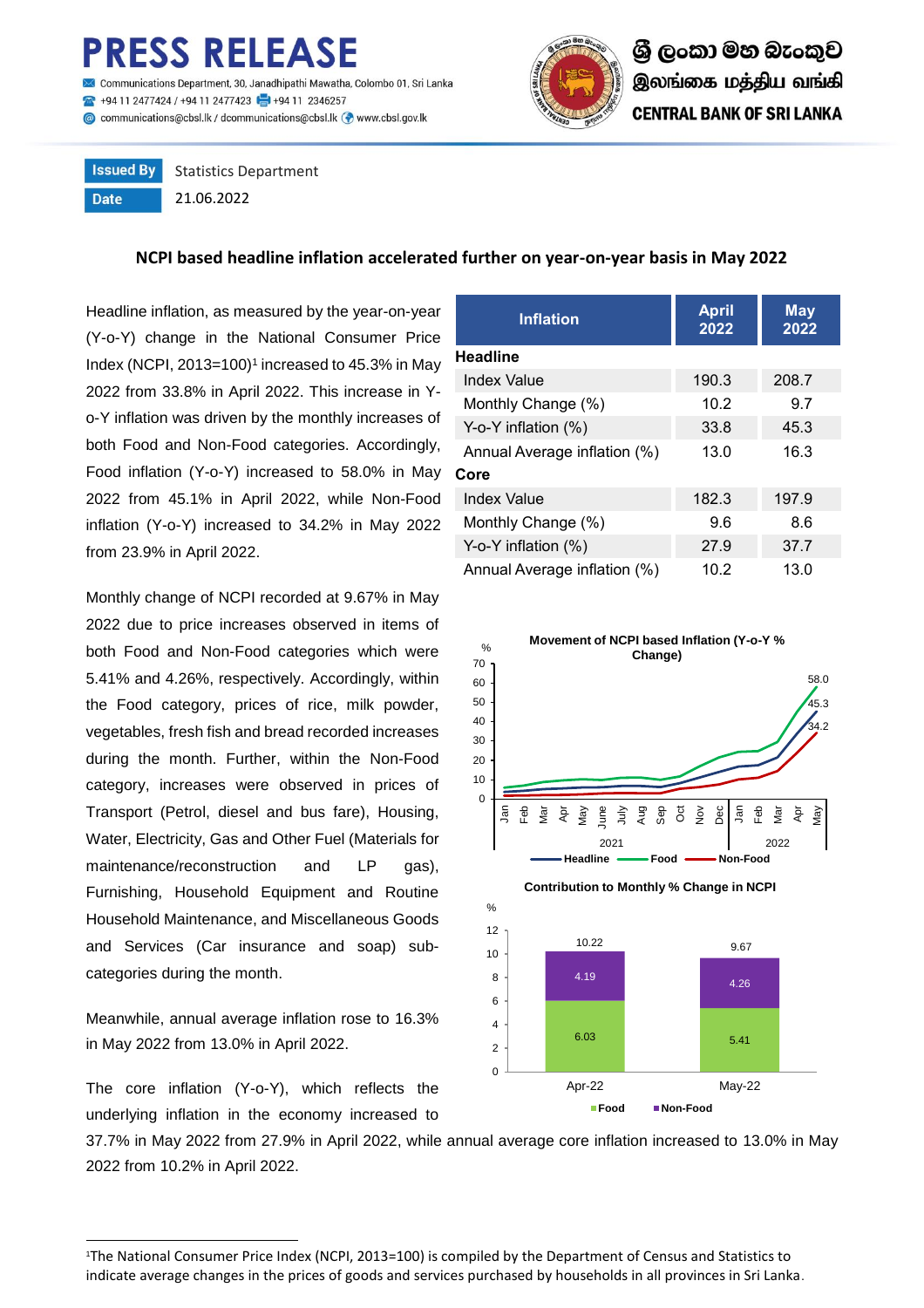# PRESS RELEASE

Communications Department, 30, Janadhipathi Mawatha, Colombo 01, Sri Lanka
+94 11 2477424 / +94 11 2477423 +94 11 2346257
communications@cbsl.lk / dcommunications@cbsl.lk www.cbsl.gov.lk

ශ්‍රී ලංකා මහ බැංකුව
இலங்கை மத்திய வங்கி
CENTRAL BANK OF SRI LANKA

| | |
|---|---|
| **Issued By** | Statistics Department |
| **Date** | 21.06.2022 |

## NCPI based headline inflation accelerated further on year-on-year basis in May 2022

Headline inflation, as measured by the year-on-year (Y-o-Y) change in the National Consumer Price Index (NCPI, 2013=100)[1] increased to 45.3% in May 2022 from 33.8% in April 2022. This increase in Y-o-Y inflation was driven by the monthly increases of both Food and Non-Food categories. Accordingly, Food inflation (Y-o-Y) increased to 58.0% in May 2022 from 45.1% in April 2022, while Non-Food inflation (Y-o-Y) increased to 34.2% in May 2022 from 23.9% in April 2022.

| Inflation | April 2022 | May 2022 |
|---|---|---|
| **Headline** | | |
| Index Value | 190.3 | 208.7 |
| Monthly Change (%) | 10.2 | 9.7 |
| Y-o-Y inflation (%) | 33.8 | 45.3 |
| Annual Average inflation (%) | 13.0 | 16.3 |
| **Core** | | |
| Index Value | 182.3 | 197.9 |
| Monthly Change (%) | 9.6 | 8.6 |
| Y-o-Y inflation (%) | 27.9 | 37.7 |
| Annual Average inflation (%) | 10.2 | 13.0 |

Monthly change of NCPI recorded at 9.67% in May 2022 due to price increases observed in items of both Food and Non-Food categories which were 5.41% and 4.26%, respectively. Accordingly, within the Food category, prices of rice, milk powder, vegetables, fresh fish and bread recorded increases during the month. Further, within the Non-Food category, increases were observed in prices of Transport (Petrol, diesel and bus fare), Housing, Water, Electricity, Gas and Other Fuel (Materials for maintenance/reconstruction and LP gas), Furnishing, Household Equipment and Routine Household Maintenance, and Miscellaneous Goods and Services (Car insurance and soap) sub-categories during the month.

Movement of NCPI based Inflation (Y-o-Y % Change)

%
70
60
50
40
30
20
10
0
Jan Feb Mar Apr May June July Aug Sep Oct Nov Dec Jan Feb Mar Apr May
2021 2022
58.0
45.3
34.2
Headline Food Non-Food

Contribution to Monthly % Change in NCPI

%
12
10
8
6
4
2
0
10.22
4.19
6.03
Apr-22
9.67
4.26
5.41
May-22
Food Non-Food

Meanwhile, annual average inflation rose to 16.3% in May 2022 from 13.0% in April 2022.

The core inflation (Y-o-Y), which reflects the underlying inflation in the economy increased to 37.7% in May 2022 from 27.9% in April 2022, while annual average core inflation increased to 13.0% in May 2022 from 10.2% in April 2022.

---

[1]The National Consumer Price Index (NCPI, 2013=100) is compiled by the Department of Census and Statistics to indicate average changes in the prices of goods and services purchased by households in all provinces in Sri Lanka.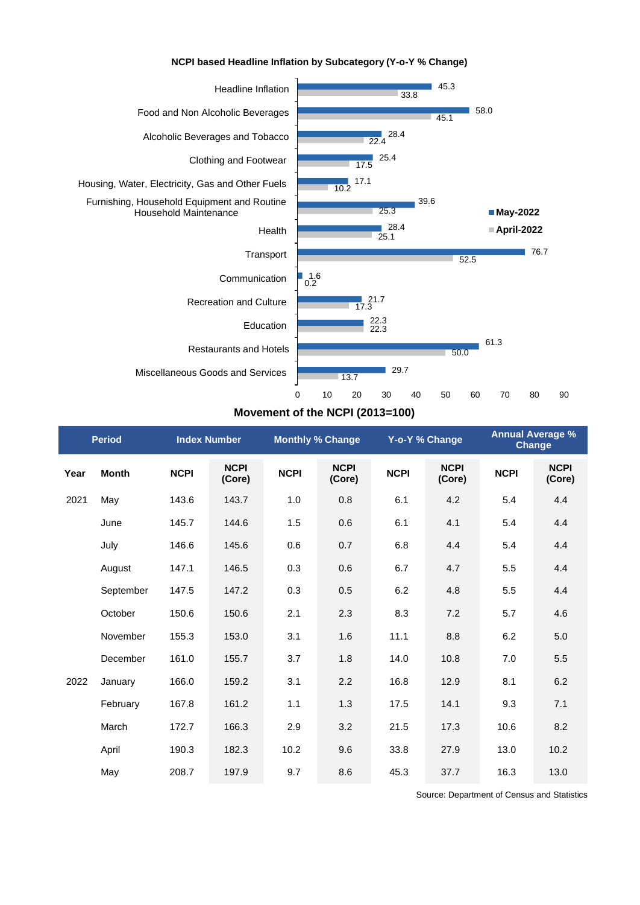**NCPI based Headline Inflation by Subcategory (Y-o-Y % Change)**

Headline Inflation 45.3 33.8
Food and Non Alcoholic Beverages 58.0 45.1
Alcoholic Beverages and Tobacco 28.4 22.4
Clothing and Footwear 25.4 17.5
Housing, Water, Electricity, Gas and Other Fuels 17.1 10.2
Furnishing, Household Equipment and Routine Household Maintenance 39.6 25.3
Health 28.4 25.1
Transport 76.7 52.5
Communication 1.6 0.2
Recreation and Culture 21.7 17.3
Education 22.3 22.3
Restaurants and Hotels 61.3 50.0
Miscellaneous Goods and Services 29.7 13.7

May-2022
April-2022

0 10 20 30 40 50 60 70 80 90

**Movement of the NCPI (2013=100)**

| Period | | Index Number | | Monthly % Change | | Y-o-Y % Change | | Annual Average % Change | |
|---|---|---|---|---|---|---|---|---|---|
| Year | Month | NCPI | NCPI (Core) | NCPI | NCPI (Core) | NCPI | NCPI (Core) | NCPI | NCPI (Core) |
| 2021 | May | 143.6 | 143.7 | 1.0 | 0.8 | 6.1 | 4.2 | 5.4 | 4.4 |
| | June | 145.7 | 144.6 | 1.5 | 0.6 | 6.1 | 4.1 | 5.4 | 4.4 |
| | July | 146.6 | 145.6 | 0.6 | 0.7 | 6.8 | 4.4 | 5.4 | 4.4 |
| | August | 147.1 | 146.5 | 0.3 | 0.6 | 6.7 | 4.7 | 5.5 | 4.4 |
| | September | 147.5 | 147.2 | 0.3 | 0.5 | 6.2 | 4.8 | 5.5 | 4.4 |
| | October | 150.6 | 150.6 | 2.1 | 2.3 | 8.3 | 7.2 | 5.7 | 4.6 |
| | November | 155.3 | 153.0 | 3.1 | 1.6 | 11.1 | 8.8 | 6.2 | 5.0 |
| | December | 161.0 | 155.7 | 3.7 | 1.8 | 14.0 | 10.8 | 7.0 | 5.5 |
| 2022 | January | 166.0 | 159.2 | 3.1 | 2.2 | 16.8 | 12.9 | 8.1 | 6.2 |
| | February | 167.8 | 161.2 | 1.1 | 1.3 | 17.5 | 14.1 | 9.3 | 7.1 |
| | March | 172.7 | 166.3 | 2.9 | 3.2 | 21.5 | 17.3 | 10.6 | 8.2 |
| | April | 190.3 | 182.3 | 10.2 | 9.6 | 33.8 | 27.9 | 13.0 | 10.2 |
| | May | 208.7 | 197.9 | 9.7 | 8.6 | 45.3 | 37.7 | 16.3 | 13.0 |

Source: Department of Census and Statistics